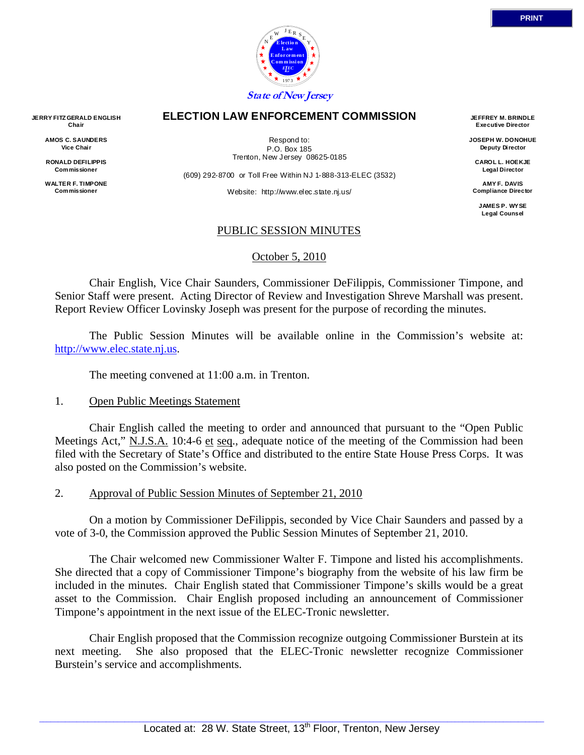State of New Jersey

# ELECTION LAW ENFORCEMENT COMMISSION

**JERRY FITZGERALD ENGLISH**
**Chair**

**AMOS C. SAUNDERS**
**Vice Chair**

**RONALD DEFILIPPIS**
**Commissioner**

**WALTER F. TIMPONE**
**Commissioner**

Respond to:
P.O. Box 185
Trenton, New Jersey 08625-0185

(609) 292-8700 or Toll Free Within NJ 1-888-313-ELEC (3532)

Website: http://www.elec.state.nj.us/

**JEFFREY M. BRINDLE**
**Executive Director**

**JOSEPH W. DONOHUE**
**Deputy Director**

**CAROL L. HOEKJE**
**Legal Director**

**AMY F. DAVIS**
**Compliance Director**

**JAMES P. WYSE**
**Legal Counsel**

## PUBLIC SESSION MINUTES

October 5, 2010

Chair English, Vice Chair Saunders, Commissioner DeFilippis, Commissioner Timpone, and Senior Staff were present. Acting Director of Review and Investigation Shreve Marshall was present. Report Review Officer Lovinsky Joseph was present for the purpose of recording the minutes.

The Public Session Minutes will be available online in the Commission's website at: http://www.elec.state.nj.us.

The meeting convened at 11:00 a.m. in Trenton.

1. Open Public Meetings Statement

Chair English called the meeting to order and announced that pursuant to the "Open Public Meetings Act," N.J.S.A. 10:4-6 et seq., adequate notice of the meeting of the Commission had been filed with the Secretary of State's Office and distributed to the entire State House Press Corps. It was also posted on the Commission's website.

2. Approval of Public Session Minutes of September 21, 2010

On a motion by Commissioner DeFilippis, seconded by Vice Chair Saunders and passed by a vote of 3-0, the Commission approved the Public Session Minutes of September 21, 2010.

The Chair welcomed new Commissioner Walter F. Timpone and listed his accomplishments. She directed that a copy of Commissioner Timpone's biography from the website of his law firm be included in the minutes. Chair English stated that Commissioner Timpone's skills would be a great asset to the Commission. Chair English proposed including an announcement of Commissioner Timpone's appointment in the next issue of the ELEC-Tronic newsletter.

Chair English proposed that the Commission recognize outgoing Commissioner Burstein at its next meeting. She also proposed that the ELEC-Tronic newsletter recognize Commissioner Burstein's service and accomplishments.

Located at: 28 W. State Street, 13th Floor, Trenton, New Jersey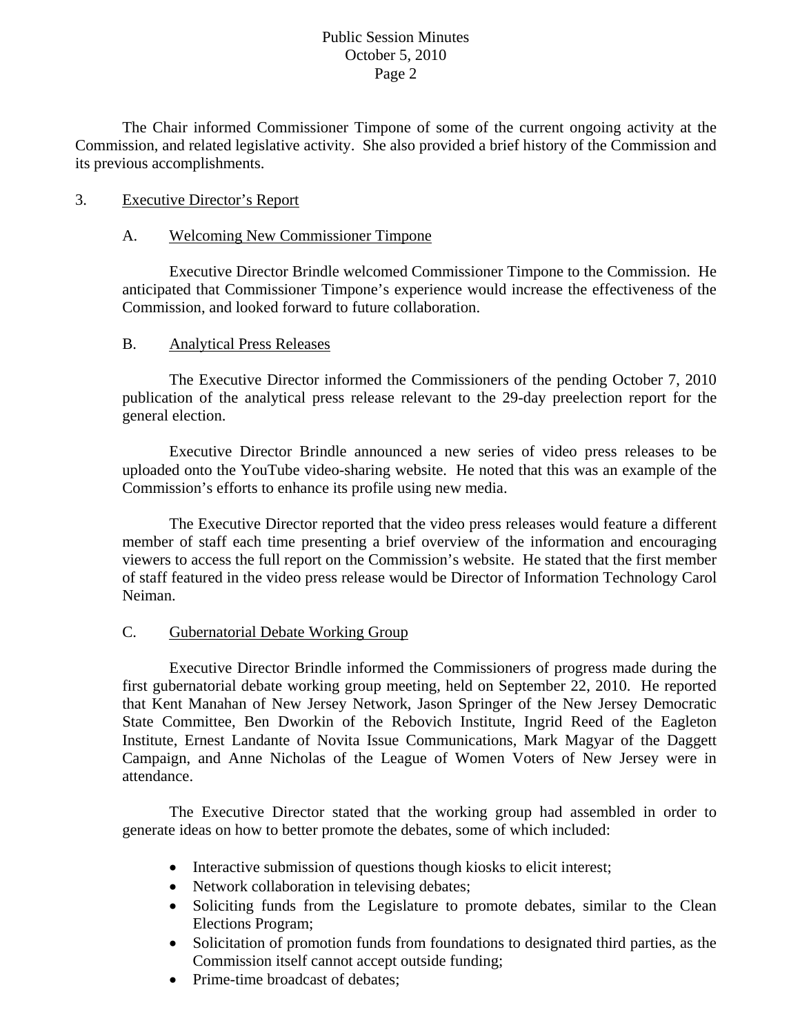The Chair informed Commissioner Timpone of some of the current ongoing activity at the Commission, and related legislative activity. She also provided a brief history of the Commission and its previous accomplishments.

3. <u>Executive Director's Report</u>

A. <u>Welcoming New Commissioner Timpone</u>

Executive Director Brindle welcomed Commissioner Timpone to the Commission. He anticipated that Commissioner Timpone's experience would increase the effectiveness of the Commission, and looked forward to future collaboration.

B. <u>Analytical Press Releases</u>

The Executive Director informed the Commissioners of the pending October 7, 2010 publication of the analytical press release relevant to the 29-day preelection report for the general election.

Executive Director Brindle announced a new series of video press releases to be uploaded onto the YouTube video-sharing website. He noted that this was an example of the Commission's efforts to enhance its profile using new media.

The Executive Director reported that the video press releases would feature a different member of staff each time presenting a brief overview of the information and encouraging viewers to access the full report on the Commission's website. He stated that the first member of staff featured in the video press release would be Director of Information Technology Carol Neiman.

C. <u>Gubernatorial Debate Working Group</u>

Executive Director Brindle informed the Commissioners of progress made during the first gubernatorial debate working group meeting, held on September 22, 2010. He reported that Kent Manahan of New Jersey Network, Jason Springer of the New Jersey Democratic State Committee, Ben Dworkin of the Rebovich Institute, Ingrid Reed of the Eagleton Institute, Ernest Landante of Novita Issue Communications, Mark Magyar of the Daggett Campaign, and Anne Nicholas of the League of Women Voters of New Jersey were in attendance.

The Executive Director stated that the working group had assembled in order to generate ideas on how to better promote the debates, some of which included:

- Interactive submission of questions though kiosks to elicit interest;
- Network collaboration in televising debates;
- Soliciting funds from the Legislature to promote debates, similar to the Clean Elections Program;
- Solicitation of promotion funds from foundations to designated third parties, as the Commission itself cannot accept outside funding;
- Prime-time broadcast of debates;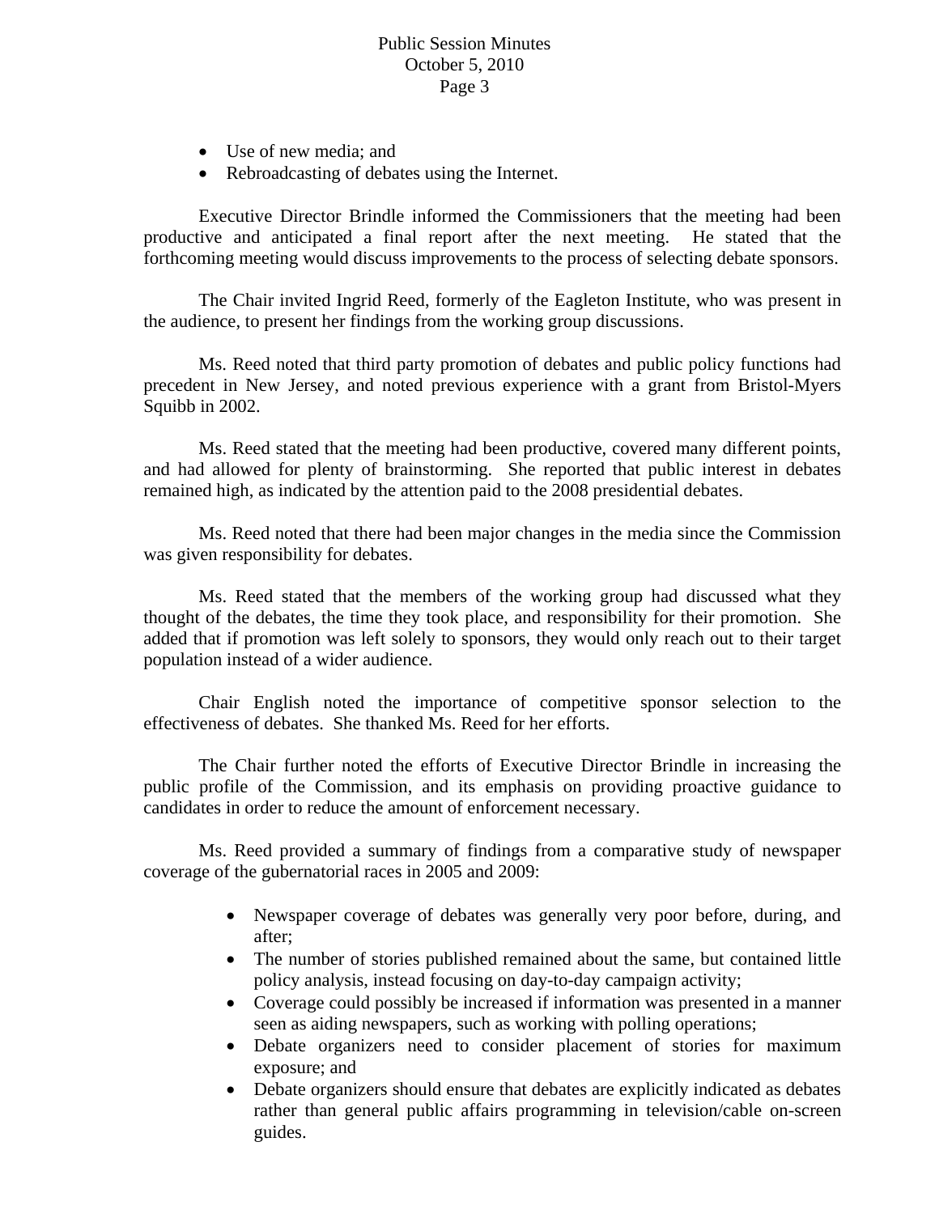- Use of new media; and
- Rebroadcasting of debates using the Internet.

Executive Director Brindle informed the Commissioners that the meeting had been productive and anticipated a final report after the next meeting. He stated that the forthcoming meeting would discuss improvements to the process of selecting debate sponsors.

The Chair invited Ingrid Reed, formerly of the Eagleton Institute, who was present in the audience, to present her findings from the working group discussions.

Ms. Reed noted that third party promotion of debates and public policy functions had precedent in New Jersey, and noted previous experience with a grant from Bristol-Myers Squibb in 2002.

Ms. Reed stated that the meeting had been productive, covered many different points, and had allowed for plenty of brainstorming. She reported that public interest in debates remained high, as indicated by the attention paid to the 2008 presidential debates.

Ms. Reed noted that there had been major changes in the media since the Commission was given responsibility for debates.

Ms. Reed stated that the members of the working group had discussed what they thought of the debates, the time they took place, and responsibility for their promotion. She added that if promotion was left solely to sponsors, they would only reach out to their target population instead of a wider audience.

Chair English noted the importance of competitive sponsor selection to the effectiveness of debates. She thanked Ms. Reed for her efforts.

The Chair further noted the efforts of Executive Director Brindle in increasing the public profile of the Commission, and its emphasis on providing proactive guidance to candidates in order to reduce the amount of enforcement necessary.

Ms. Reed provided a summary of findings from a comparative study of newspaper coverage of the gubernatorial races in 2005 and 2009:

- Newspaper coverage of debates was generally very poor before, during, and after;
- The number of stories published remained about the same, but contained little policy analysis, instead focusing on day-to-day campaign activity;
- Coverage could possibly be increased if information was presented in a manner seen as aiding newspapers, such as working with polling operations;
- Debate organizers need to consider placement of stories for maximum exposure; and
- Debate organizers should ensure that debates are explicitly indicated as debates rather than general public affairs programming in television/cable on-screen guides.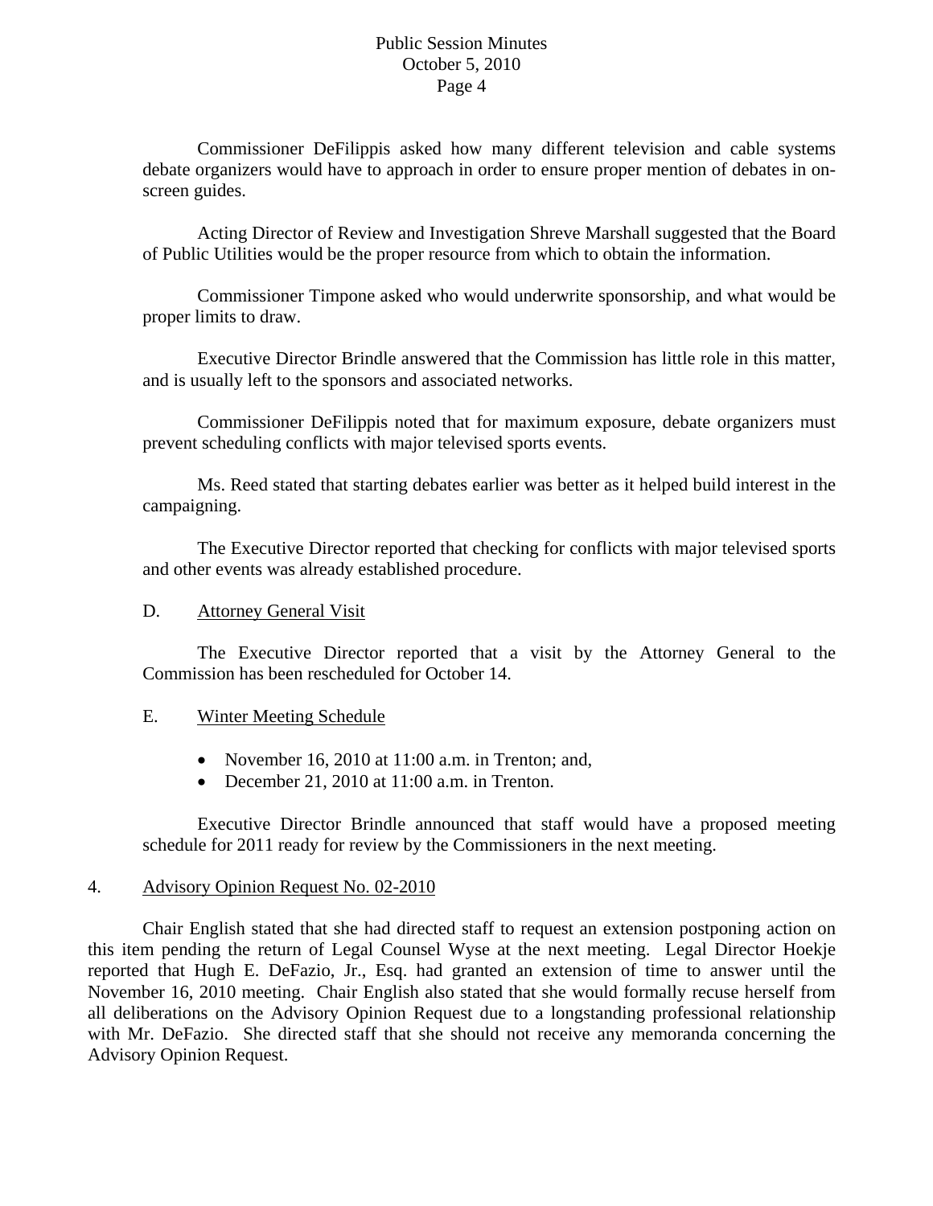Commissioner DeFilippis asked how many different television and cable systems debate organizers would have to approach in order to ensure proper mention of debates in on-screen guides.

Acting Director of Review and Investigation Shreve Marshall suggested that the Board of Public Utilities would be the proper resource from which to obtain the information.

Commissioner Timpone asked who would underwrite sponsorship, and what would be proper limits to draw.

Executive Director Brindle answered that the Commission has little role in this matter, and is usually left to the sponsors and associated networks.

Commissioner DeFilippis noted that for maximum exposure, debate organizers must prevent scheduling conflicts with major televised sports events.

Ms. Reed stated that starting debates earlier was better as it helped build interest in the campaigning.

The Executive Director reported that checking for conflicts with major televised sports and other events was already established procedure.

D. Attorney General Visit

The Executive Director reported that a visit by the Attorney General to the Commission has been rescheduled for October 14.

E. Winter Meeting Schedule

- November 16, 2010 at 11:00 a.m. in Trenton; and,
- December 21, 2010 at 11:00 a.m. in Trenton.

Executive Director Brindle announced that staff would have a proposed meeting schedule for 2011 ready for review by the Commissioners in the next meeting.

4. Advisory Opinion Request No. 02-2010

Chair English stated that she had directed staff to request an extension postponing action on this item pending the return of Legal Counsel Wyse at the next meeting. Legal Director Hoekje reported that Hugh E. DeFazio, Jr., Esq. had granted an extension of time to answer until the November 16, 2010 meeting. Chair English also stated that she would formally recuse herself from all deliberations on the Advisory Opinion Request due to a longstanding professional relationship with Mr. DeFazio. She directed staff that she should not receive any memoranda concerning the Advisory Opinion Request.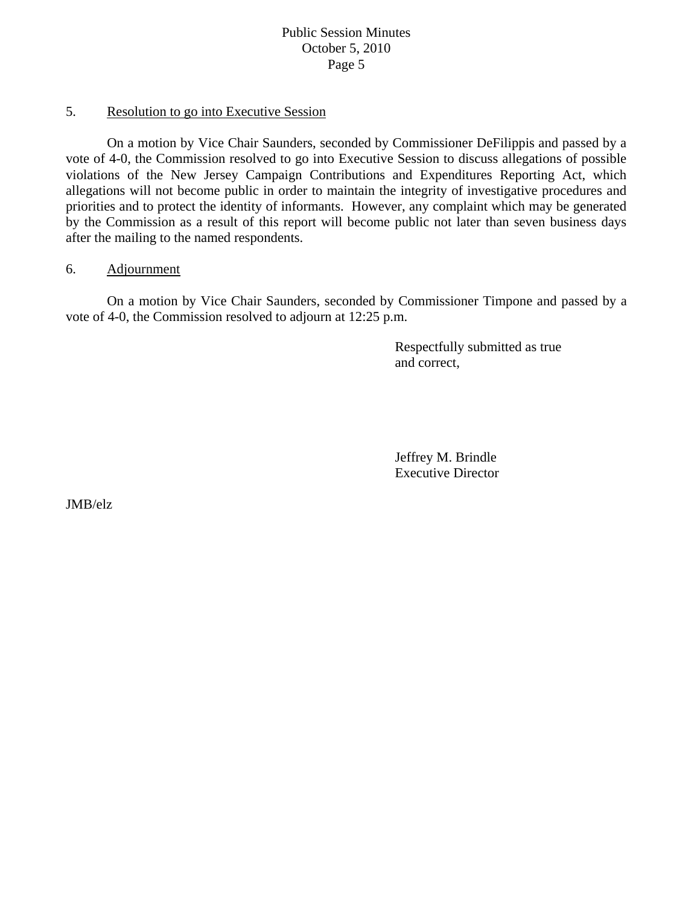5. Resolution to go into Executive Session

On a motion by Vice Chair Saunders, seconded by Commissioner DeFilippis and passed by a vote of 4-0, the Commission resolved to go into Executive Session to discuss allegations of possible violations of the New Jersey Campaign Contributions and Expenditures Reporting Act, which allegations will not become public in order to maintain the integrity of investigative procedures and priorities and to protect the identity of informants. However, any complaint which may be generated by the Commission as a result of this report will become public not later than seven business days after the mailing to the named respondents.

6. Adjournment

On a motion by Vice Chair Saunders, seconded by Commissioner Timpone and passed by a vote of 4-0, the Commission resolved to adjourn at 12:25 p.m.

Respectfully submitted as true
and correct,

Jeffrey M. Brindle
Executive Director

JMB/elz